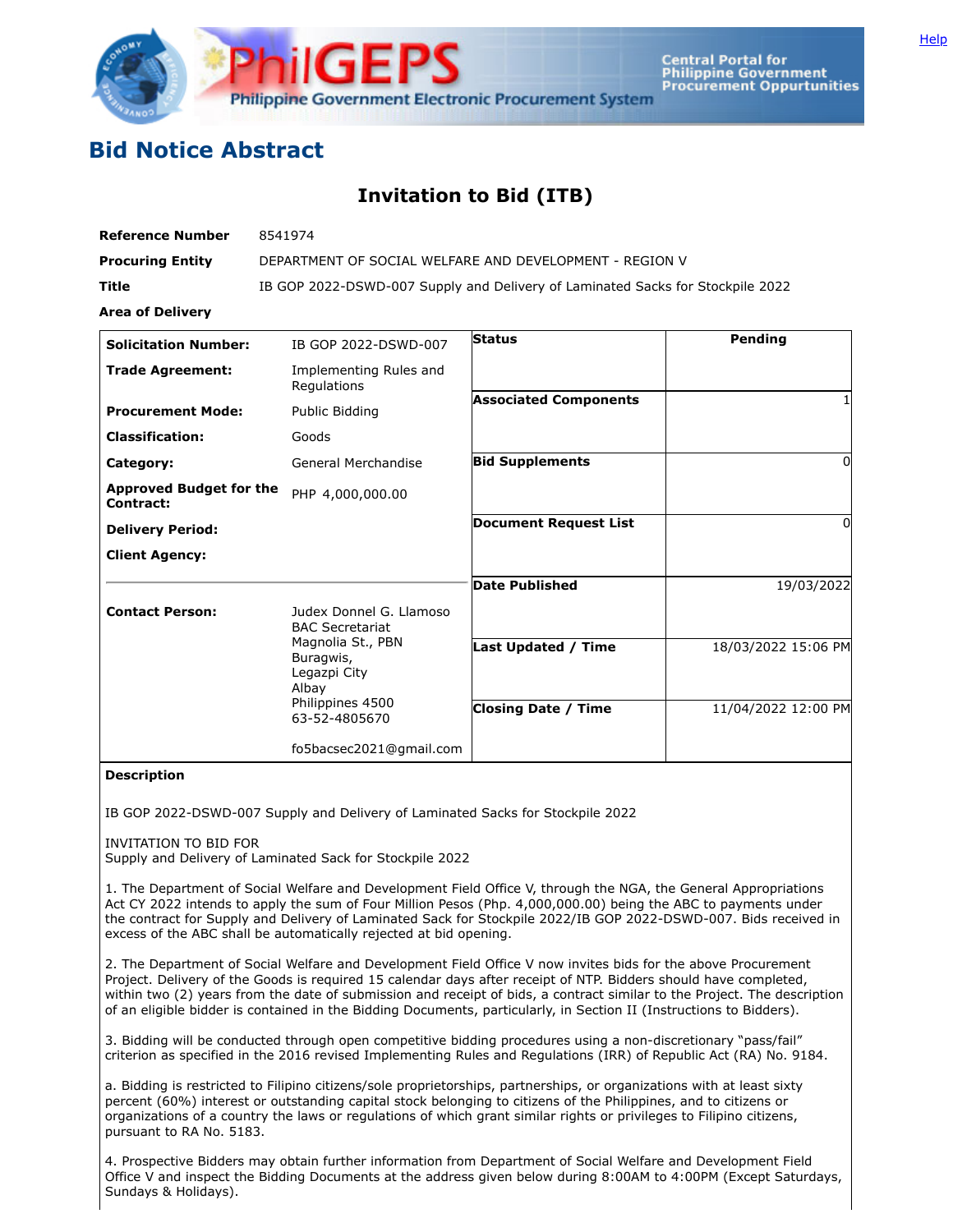# Bid Notice Abstract

## Invitation to Bid (ITB)

| | |
|---|---|
| **Reference Number** | 8541974 |
| **Procuring Entity** | DEPARTMENT OF SOCIAL WELFARE AND DEVELOPMENT - REGION V |
| **Title** | IB GOP 2022-DSWD-007 Supply and Delivery of Laminated Sacks for Stockpile 2022 |
| **Area of Delivery** | |

| | | | |
|---|---|---|---|
| **Solicitation Number:** | IB GOP 2022-DSWD-007 | **Status** | Pending |
| **Trade Agreement:** | Implementing Rules and Regulations | **Associated Components** | 1 |
| **Procurement Mode:** | Public Bidding | | |
| **Classification:** | Goods | **Bid Supplements** | 0 |
| **Category:** | General Merchandise | | |
| **Approved Budget for the Contract:** | PHP 4,000,000.00 | **Document Request List** | 0 |
| **Delivery Period:** | | | |
| **Client Agency:** | | **Date Published** | 19/03/2022 |
| **Contact Person:** | Judex Donnel G. Llamoso<br>BAC Secretariat<br>Magnolia St., PBN<br>Buragwis,<br>Legazpi City<br>Albay<br>Philippines 4500<br>63-52-4805670<br><br>fo5bacsec2021@gmail.com | **Last Updated / Time** | 18/03/2022 15:06 PM |
| | | **Closing Date / Time** | 11/04/2022 12:00 PM |

**Description**

IB GOP 2022-DSWD-007 Supply and Delivery of Laminated Sacks for Stockpile 2022

INVITATION TO BID FOR
Supply and Delivery of Laminated Sack for Stockpile 2022

1. The Department of Social Welfare and Development Field Office V, through the NGA, the General Appropriations Act CY 2022 intends to apply the sum of Four Million Pesos (Php. 4,000,000.00) being the ABC to payments under the contract for Supply and Delivery of Laminated Sack for Stockpile 2022/IB GOP 2022-DSWD-007. Bids received in excess of the ABC shall be automatically rejected at bid opening.

2. The Department of Social Welfare and Development Field Office V now invites bids for the above Procurement Project. Delivery of the Goods is required 15 calendar days after receipt of NTP. Bidders should have completed, within two (2) years from the date of submission and receipt of bids, a contract similar to the Project. The description of an eligible bidder is contained in the Bidding Documents, particularly, in Section II (Instructions to Bidders).

3. Bidding will be conducted through open competitive bidding procedures using a non-discretionary "pass/fail" criterion as specified in the 2016 revised Implementing Rules and Regulations (IRR) of Republic Act (RA) No. 9184.

a. Bidding is restricted to Filipino citizens/sole proprietorships, partnerships, or organizations with at least sixty percent (60%) interest or outstanding capital stock belonging to citizens of the Philippines, and to citizens or organizations of a country the laws or regulations of which grant similar rights or privileges to Filipino citizens, pursuant to RA No. 5183.

4. Prospective Bidders may obtain further information from Department of Social Welfare and Development Field Office V and inspect the Bidding Documents at the address given below during 8:00AM to 4:00PM (Except Saturdays, Sundays & Holidays).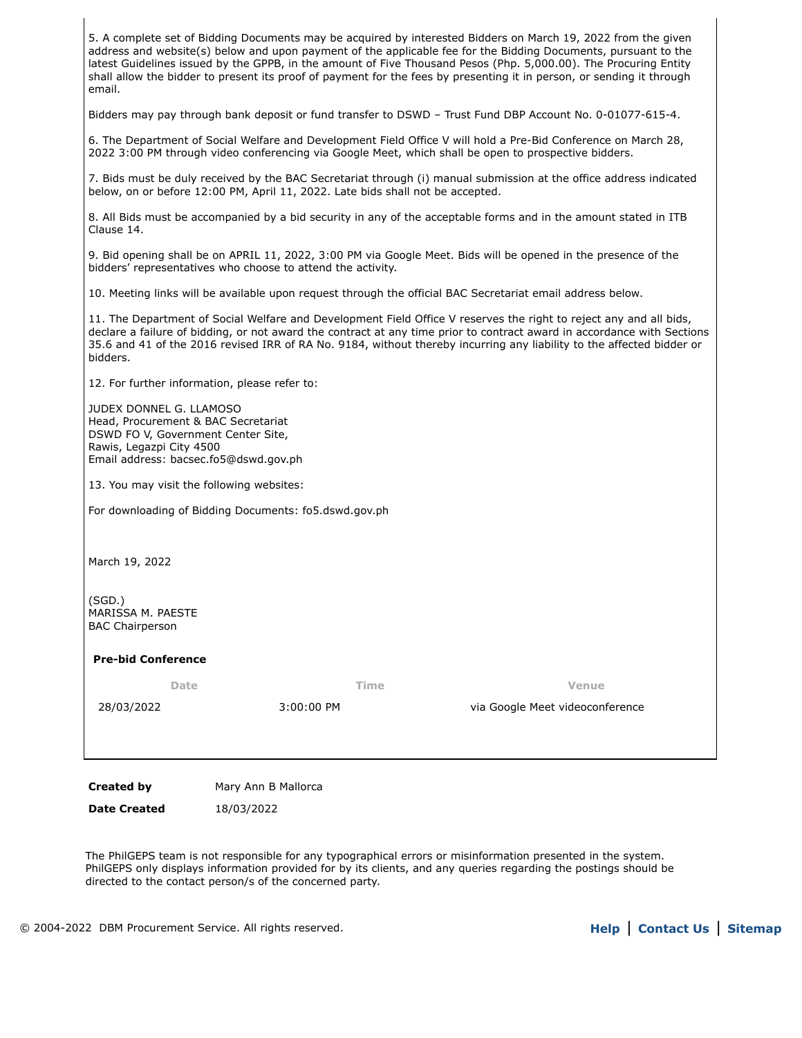5. A complete set of Bidding Documents may be acquired by interested Bidders on March 19, 2022 from the given address and website(s) below and upon payment of the applicable fee for the Bidding Documents, pursuant to the latest Guidelines issued by the GPPB, in the amount of Five Thousand Pesos (Php. 5,000.00). The Procuring Entity shall allow the bidder to present its proof of payment for the fees by presenting it in person, or sending it through email.

Bidders may pay through bank deposit or fund transfer to DSWD – Trust Fund DBP Account No. 0-01077-615-4.

6. The Department of Social Welfare and Development Field Office V will hold a Pre-Bid Conference on March 28, 2022 3:00 PM through video conferencing via Google Meet, which shall be open to prospective bidders.

7. Bids must be duly received by the BAC Secretariat through (i) manual submission at the office address indicated below, on or before 12:00 PM, April 11, 2022. Late bids shall not be accepted.

8. All Bids must be accompanied by a bid security in any of the acceptable forms and in the amount stated in ITB Clause 14.

9. Bid opening shall be on APRIL 11, 2022, 3:00 PM via Google Meet. Bids will be opened in the presence of the bidders' representatives who choose to attend the activity.

10. Meeting links will be available upon request through the official BAC Secretariat email address below.

11. The Department of Social Welfare and Development Field Office V reserves the right to reject any and all bids, declare a failure of bidding, or not award the contract at any time prior to contract award in accordance with Sections 35.6 and 41 of the 2016 revised IRR of RA No. 9184, without thereby incurring any liability to the affected bidder or bidders.

12. For further information, please refer to:

JUDEX DONNEL G. LLAMOSO
Head, Procurement & BAC Secretariat
DSWD FO V, Government Center Site,
Rawis, Legazpi City 4500
Email address: bacsec.fo5@dswd.gov.ph

13. You may visit the following websites:

For downloading of Bidding Documents: fo5.dswd.gov.ph

March 19, 2022

(SGD.)
MARISSA M. PAESTE
BAC Chairperson

**Pre-bid Conference**

| Date | Time | Venue |
|---|---|---|
| 28/03/2022 | 3:00:00 PM | via Google Meet videoconference |

**Created by** Mary Ann B Mallorca

**Date Created** 18/03/2022

The PhilGEPS team is not responsible for any typographical errors or misinformation presented in the system. PhilGEPS only displays information provided for by its clients, and any queries regarding the postings should be directed to the contact person/s of the concerned party.

© 2004-2022 DBM Procurement Service. All rights reserved.

**Help** | **Contact Us** | **Sitemap**